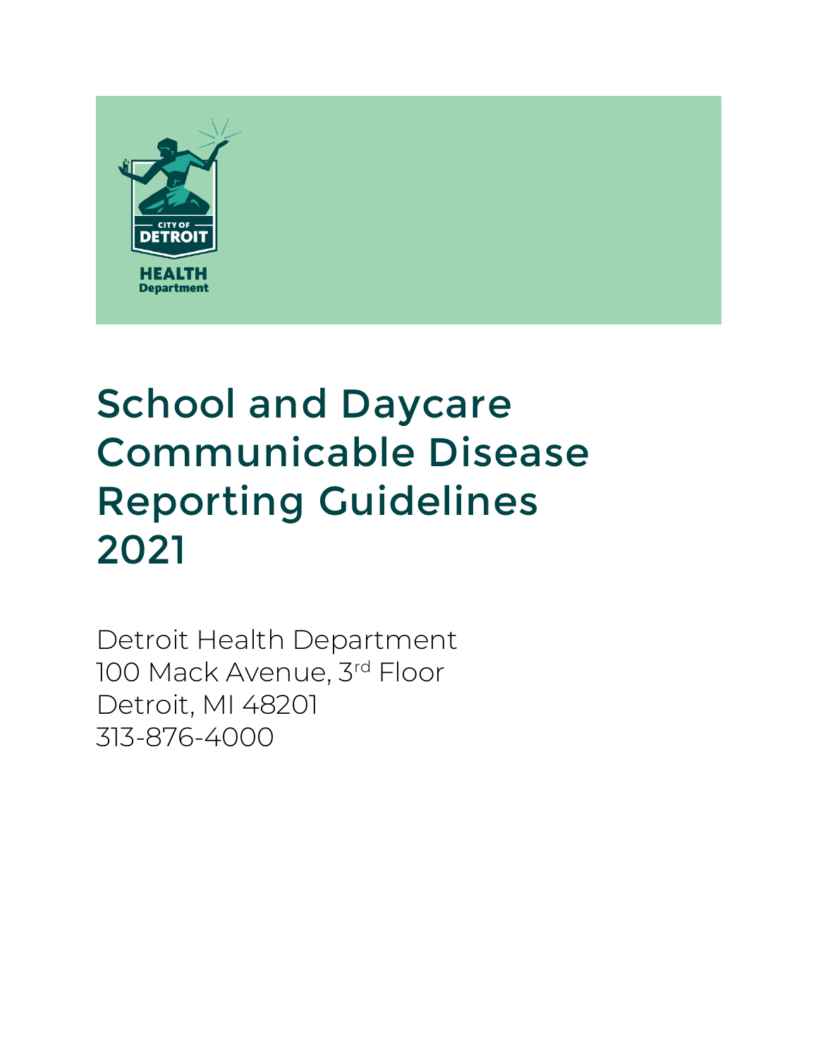CITY OF DETROIT

HEALTH Department

# School and Daycare Communicable Disease Reporting Guidelines 2021

Detroit Health Department
100 Mack Avenue, 3rd Floor
Detroit, MI 48201
313-876-4000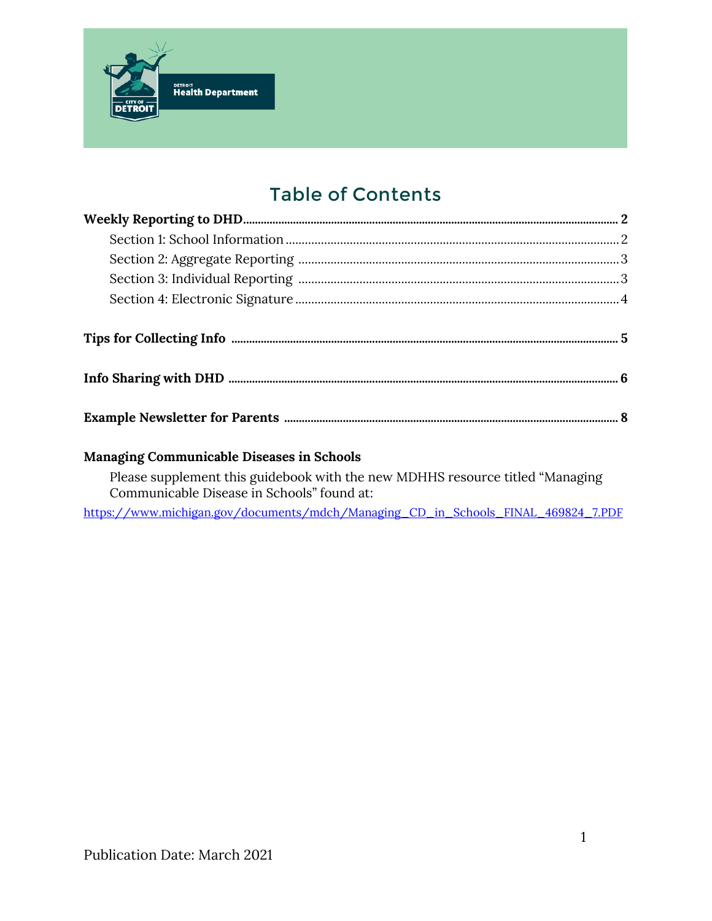# Table of Contents

**Weekly Reporting to DHD** ..... **2**

- Section 1: School Information ..... 2
- Section 2: Aggregate Reporting ..... 3
- Section 3: Individual Reporting ..... 3
- Section 4: Electronic Signature ..... 4

**Tips for Collecting Info** ..... **5**

**Info Sharing with DHD** ..... **6**

**Example Newsletter for Parents** ..... **8**

**Managing Communicable Diseases in Schools**

Please supplement this guidebook with the new MDHHS resource titled "Managing Communicable Disease in Schools" found at:

https://www.michigan.gov/documents/mdch/Managing_CD_in_Schools_FINAL_469824_7.PDF

Publication Date: March 2021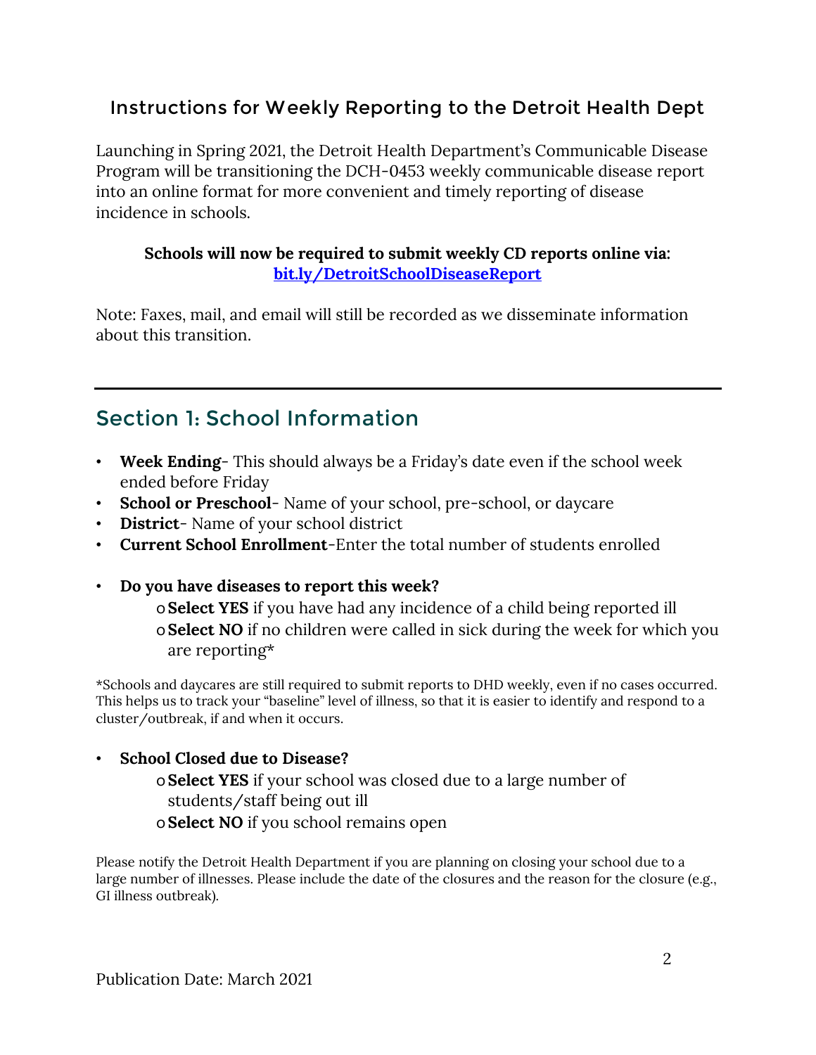## Instructions for Weekly Reporting to the Detroit Health Dept

Launching in Spring 2021, the Detroit Health Department's Communicable Disease Program will be transitioning the DCH-0453 weekly communicable disease report into an online format for more convenient and timely reporting of disease incidence in schools.

**Schools will now be required to submit weekly CD reports online via:**
**bit.ly/DetroitSchoolDiseaseReport**

Note: Faxes, mail, and email will still be recorded as we disseminate information about this transition.

---

## Section 1: School Information

- **Week Ending**- This should always be a Friday's date even if the school week ended before Friday
- **School or Preschool**- Name of your school, pre-school, or daycare
- **District**- Name of your school district
- **Current School Enrollment**-Enter the total number of students enrolled

- **Do you have diseases to report this week?**
  - **Select YES** if you have had any incidence of a child being reported ill
  - **Select NO** if no children were called in sick during the week for which you are reporting*

*Schools and daycares are still required to submit reports to DHD weekly, even if no cases occurred. This helps us to track your "baseline" level of illness, so that it is easier to identify and respond to a cluster/outbreak, if and when it occurs.

- **School Closed due to Disease?**
  - **Select YES** if your school was closed due to a large number of students/staff being out ill
  - **Select NO** if you school remains open

Please notify the Detroit Health Department if you are planning on closing your school due to a large number of illnesses. Please include the date of the closures and the reason for the closure (e.g., GI illness outbreak).

Publication Date: March 2021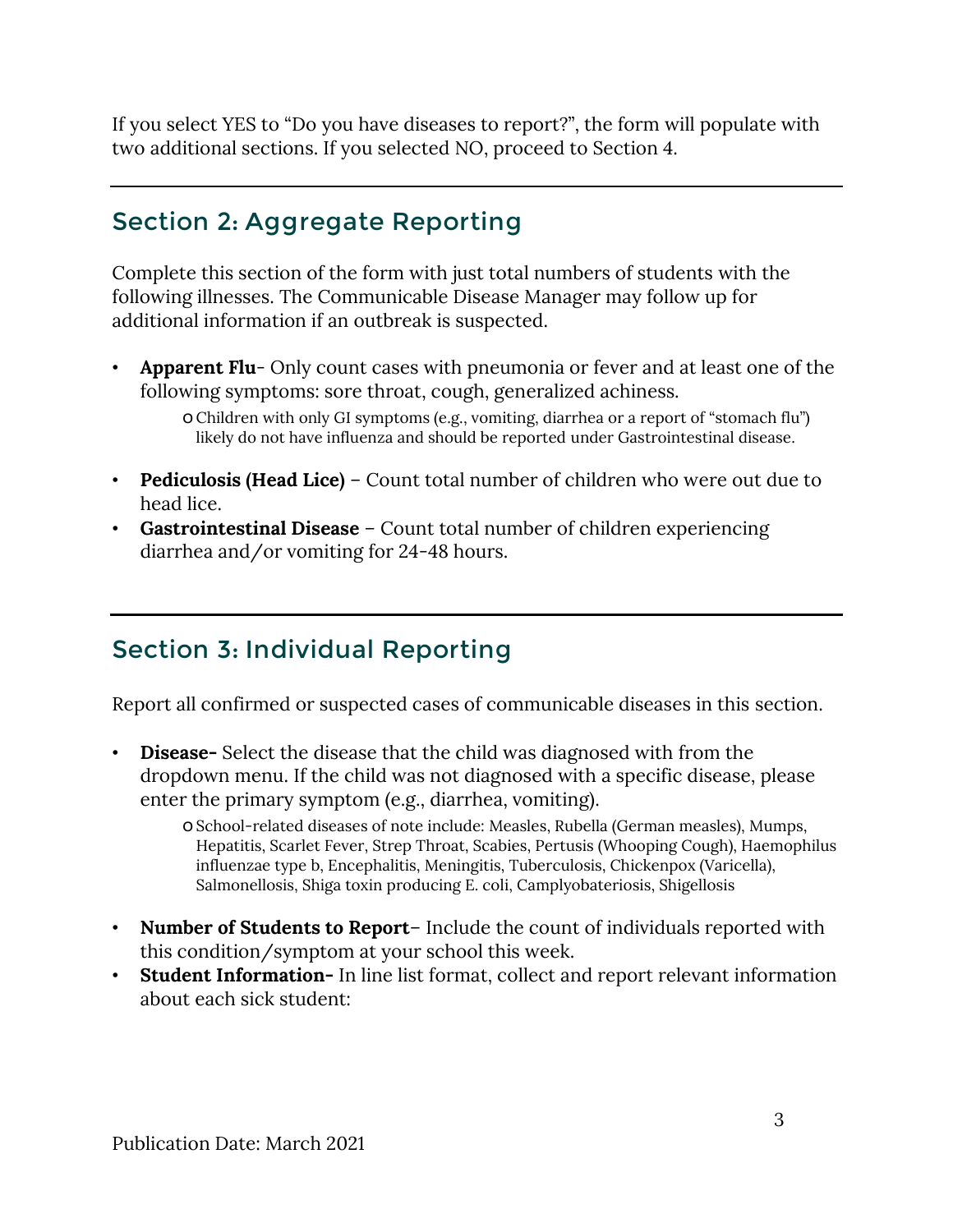If you select YES to "Do you have diseases to report?", the form will populate with two additional sections. If you selected NO, proceed to Section 4.

---

## Section 2: Aggregate Reporting

Complete this section of the form with just total numbers of students with the following illnesses. The Communicable Disease Manager may follow up for additional information if an outbreak is suspected.

- **Apparent Flu**- Only count cases with pneumonia or fever and at least one of the following symptoms: sore throat, cough, generalized achiness.
  - Children with only GI symptoms (e.g., vomiting, diarrhea or a report of "stomach flu") likely do not have influenza and should be reported under Gastrointestinal disease.
- **Pediculosis (Head Lice)** – Count total number of children who were out due to head lice.
- **Gastrointestinal Disease** – Count total number of children experiencing diarrhea and/or vomiting for 24-48 hours.

---

## Section 3: Individual Reporting

Report all confirmed or suspected cases of communicable diseases in this section.

- **Disease-** Select the disease that the child was diagnosed with from the dropdown menu. If the child was not diagnosed with a specific disease, please enter the primary symptom (e.g., diarrhea, vomiting).
  - School-related diseases of note include: Measles, Rubella (German measles), Mumps, Hepatitis, Scarlet Fever, Strep Throat, Scabies, Pertusis (Whooping Cough), Haemophilus influenzae type b, Encephalitis, Meningitis, Tuberculosis, Chickenpox (Varicella), Salmonellosis, Shiga toxin producing E. coli, Camplyobateriosis, Shigellosis
- **Number of Students to Report**– Include the count of individuals reported with this condition/symptom at your school this week.
- **Student Information-** In line list format, collect and report relevant information about each sick student:

Publication Date: March 2021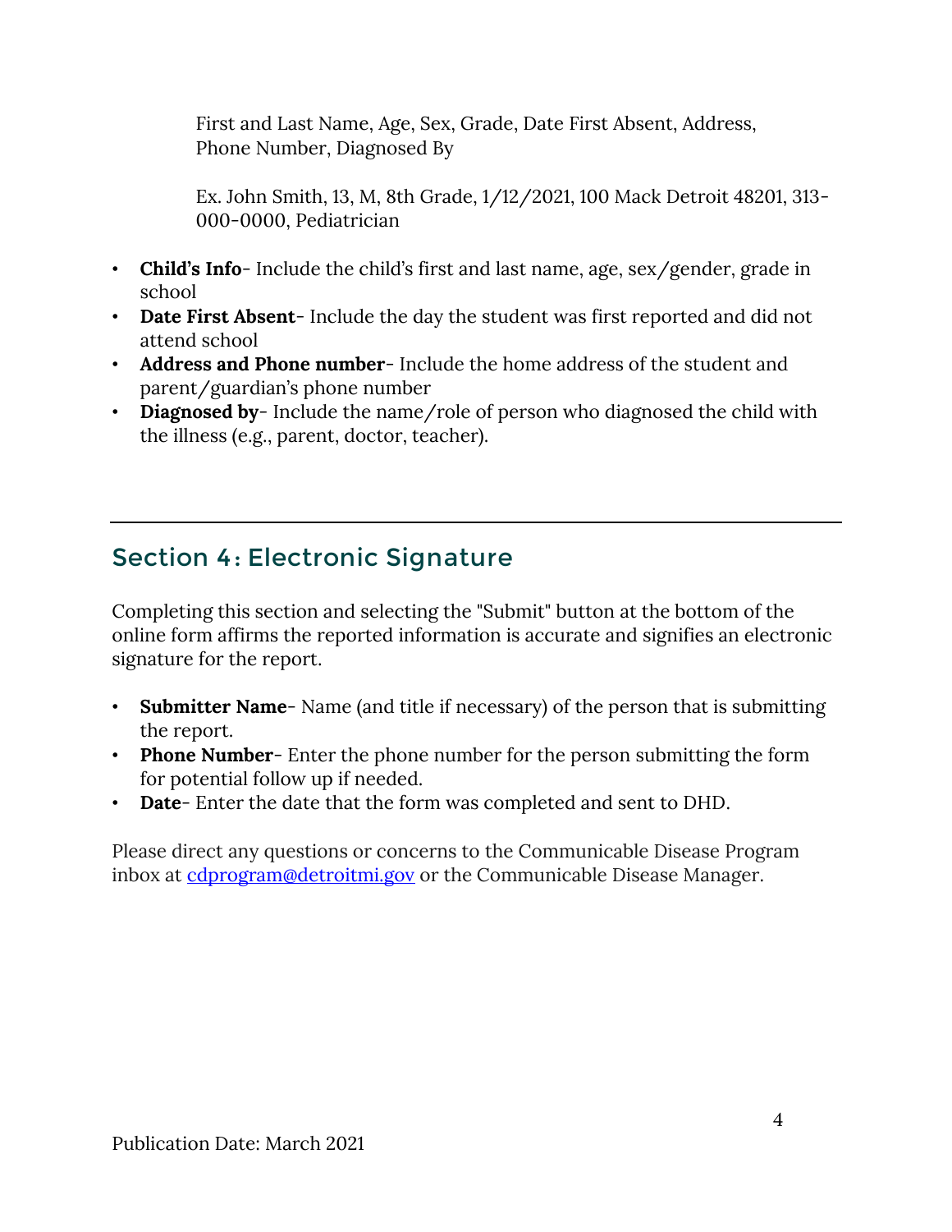First and Last Name, Age, Sex, Grade, Date First Absent, Address, Phone Number, Diagnosed By

Ex. John Smith, 13, M, 8th Grade, 1/12/2021, 100 Mack Detroit 48201, 313-000-0000, Pediatrician

- **Child's Info**- Include the child's first and last name, age, sex/gender, grade in school
- **Date First Absent**- Include the day the student was first reported and did not attend school
- **Address and Phone number**- Include the home address of the student and parent/guardian's phone number
- **Diagnosed by**- Include the name/role of person who diagnosed the child with the illness (e.g., parent, doctor, teacher).

---

## Section 4: Electronic Signature

Completing this section and selecting the "Submit" button at the bottom of the online form affirms the reported information is accurate and signifies an electronic signature for the report.

- **Submitter Name**- Name (and title if necessary) of the person that is submitting the report.
- **Phone Number**- Enter the phone number for the person submitting the form for potential follow up if needed.
- **Date**- Enter the date that the form was completed and sent to DHD.

Please direct any questions or concerns to the Communicable Disease Program inbox at cdprogram@detroitmi.gov or the Communicable Disease Manager.

Publication Date: March 2021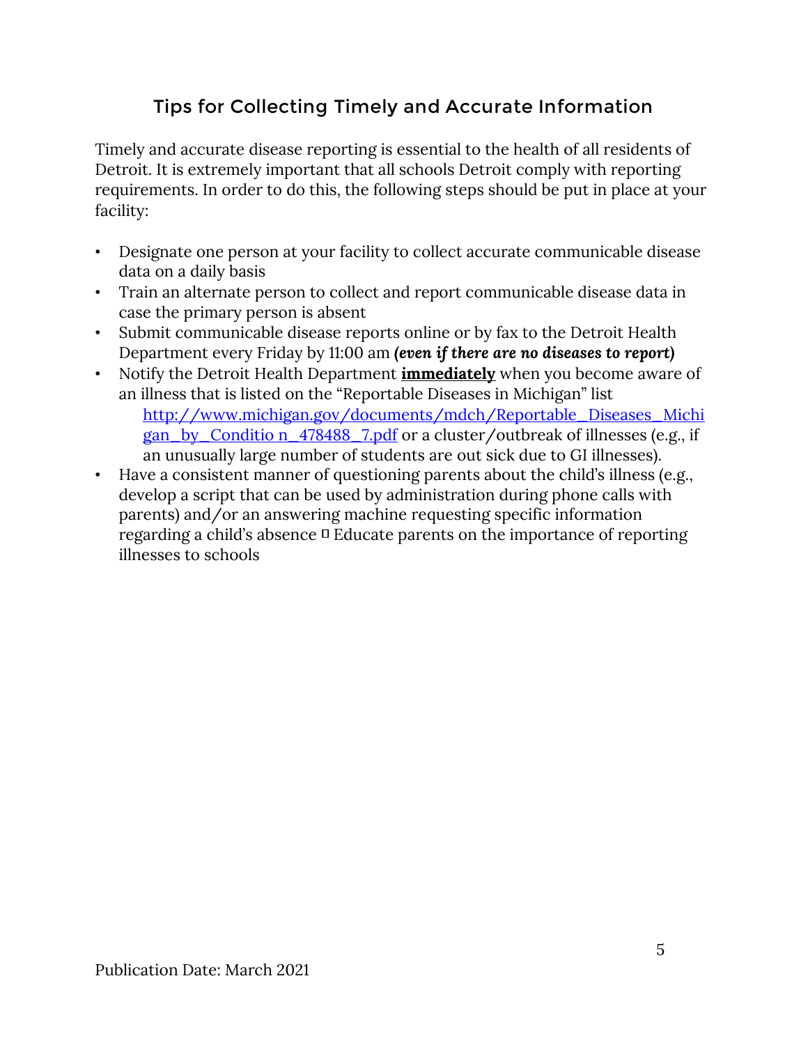## Tips for Collecting Timely and Accurate Information

Timely and accurate disease reporting is essential to the health of all residents of Detroit. It is extremely important that all schools Detroit comply with reporting requirements. In order to do this, the following steps should be put in place at your facility:

- Designate one person at your facility to collect accurate communicable disease data on a daily basis
- Train an alternate person to collect and report communicable disease data in case the primary person is absent
- Submit communicable disease reports online or by fax to the Detroit Health Department every Friday by 11:00 am ***(even if there are no diseases to report)***
- Notify the Detroit Health Department **immediately** when you become aware of an illness that is listed on the "Reportable Diseases in Michigan" list [http://www.michigan.gov/documents/mdch/Reportable_Diseases_Michigan_by_Conditio n_478488_7.pdf](http://www.michigan.gov/documents/mdch/Reportable_Diseases_Michigan_by_Condition_478488_7.pdf) or a cluster/outbreak of illnesses (e.g., if an unusually large number of students are out sick due to GI illnesses).
- Have a consistent manner of questioning parents about the child's illness (e.g., develop a script that can be used by administration during phone calls with parents) and/or an answering machine requesting specific information regarding a child's absence  Educate parents on the importance of reporting illnesses to schools

Publication Date: March 2021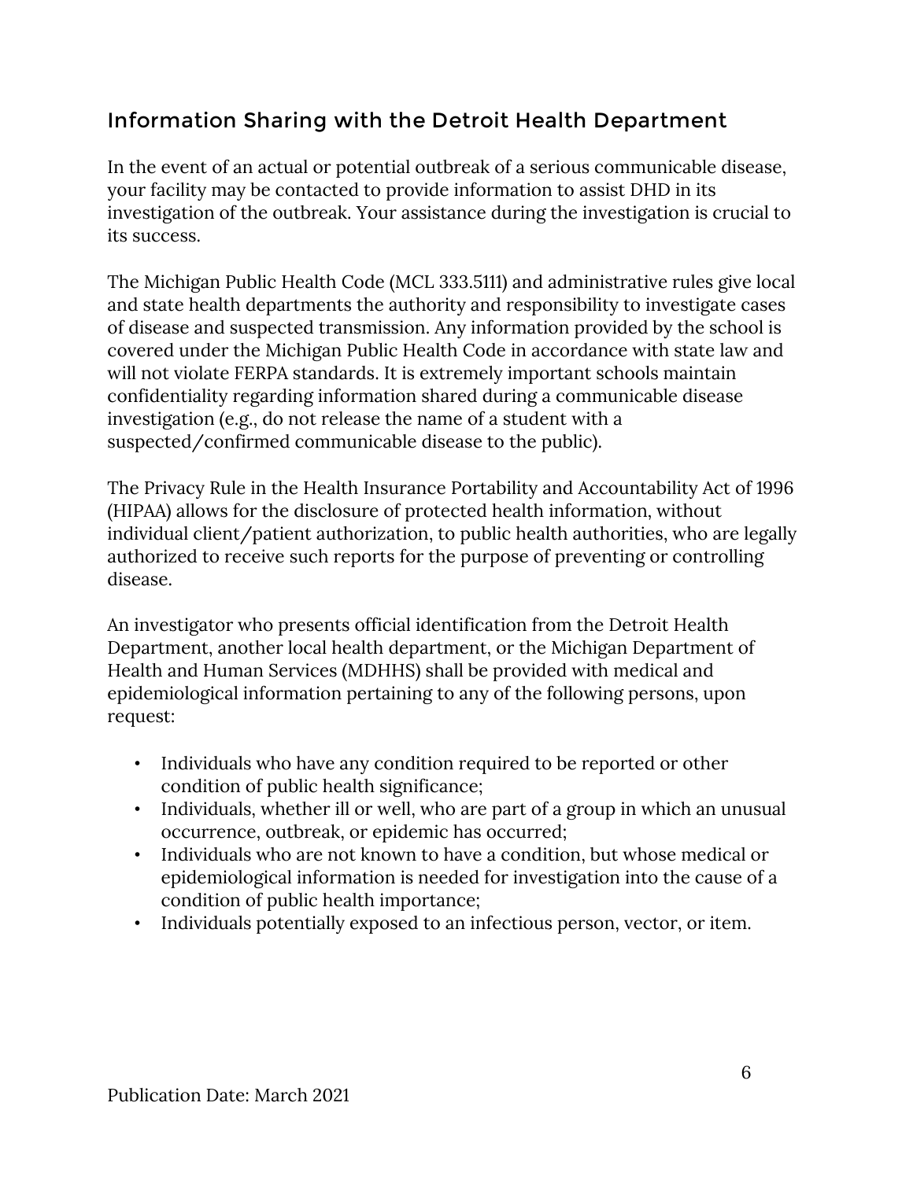## Information Sharing with the Detroit Health Department

In the event of an actual or potential outbreak of a serious communicable disease, your facility may be contacted to provide information to assist DHD in its investigation of the outbreak. Your assistance during the investigation is crucial to its success.

The Michigan Public Health Code (MCL 333.5111) and administrative rules give local and state health departments the authority and responsibility to investigate cases of disease and suspected transmission. Any information provided by the school is covered under the Michigan Public Health Code in accordance with state law and will not violate FERPA standards. It is extremely important schools maintain confidentiality regarding information shared during a communicable disease investigation (e.g., do not release the name of a student with a suspected/confirmed communicable disease to the public).

The Privacy Rule in the Health Insurance Portability and Accountability Act of 1996 (HIPAA) allows for the disclosure of protected health information, without individual client/patient authorization, to public health authorities, who are legally authorized to receive such reports for the purpose of preventing or controlling disease.

An investigator who presents official identification from the Detroit Health Department, another local health department, or the Michigan Department of Health and Human Services (MDHHS) shall be provided with medical and epidemiological information pertaining to any of the following persons, upon request:

- Individuals who have any condition required to be reported or other condition of public health significance;
- Individuals, whether ill or well, who are part of a group in which an unusual occurrence, outbreak, or epidemic has occurred;
- Individuals who are not known to have a condition, but whose medical or epidemiological information is needed for investigation into the cause of a condition of public health importance;
- Individuals potentially exposed to an infectious person, vector, or item.

Publication Date: March 2021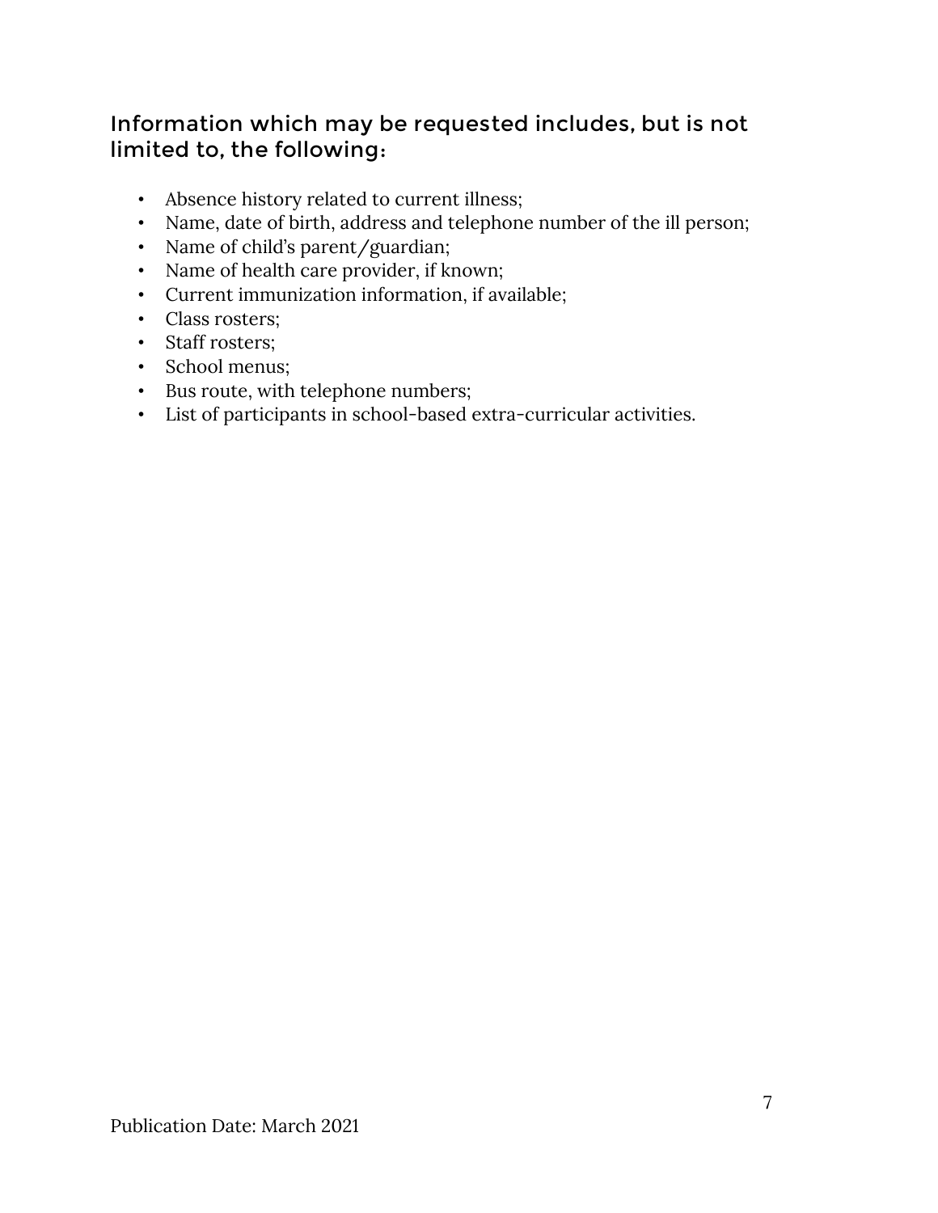## Information which may be requested includes, but is not limited to, the following:

- Absence history related to current illness;
- Name, date of birth, address and telephone number of the ill person;
- Name of child's parent/guardian;
- Name of health care provider, if known;
- Current immunization information, if available;
- Class rosters;
- Staff rosters;
- School menus;
- Bus route, with telephone numbers;
- List of participants in school-based extra-curricular activities.

Publication Date: March 2021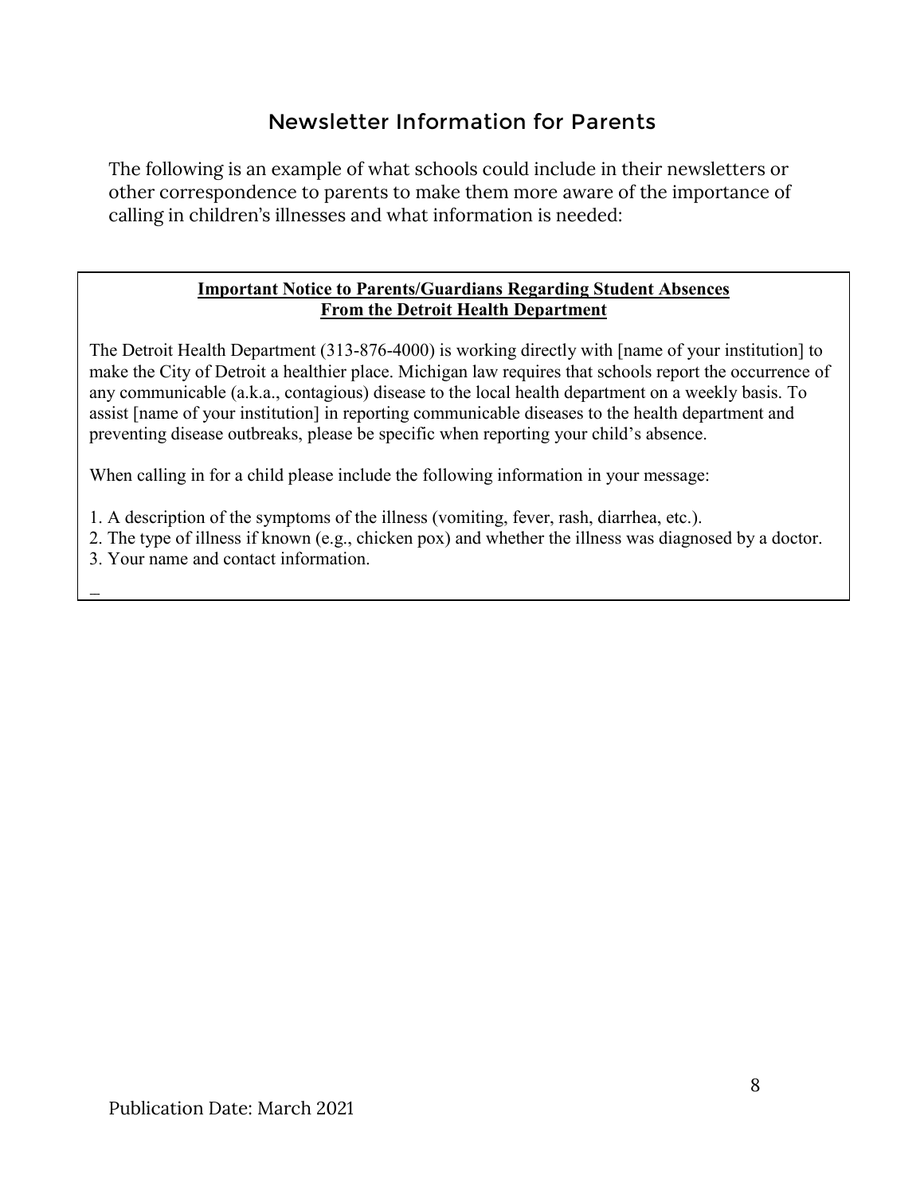## Newsletter Information for Parents

The following is an example of what schools could include in their newsletters or other correspondence to parents to make them more aware of the importance of calling in children's illnesses and what information is needed:

**Important Notice to Parents/Guardians Regarding Student Absences**
**From the Detroit Health Department**

The Detroit Health Department (313-876-4000) is working directly with [name of your institution] to make the City of Detroit a healthier place. Michigan law requires that schools report the occurrence of any communicable (a.k.a., contagious) disease to the local health department on a weekly basis. To assist [name of your institution] in reporting communicable diseases to the health department and preventing disease outbreaks, please be specific when reporting your child's absence.

When calling in for a child please include the following information in your message:

1. A description of the symptoms of the illness (vomiting, fever, rash, diarrhea, etc.).
2. The type of illness if known (e.g., chicken pox) and whether the illness was diagnosed by a doctor.
3. Your name and contact information.

Publication Date: March 2021